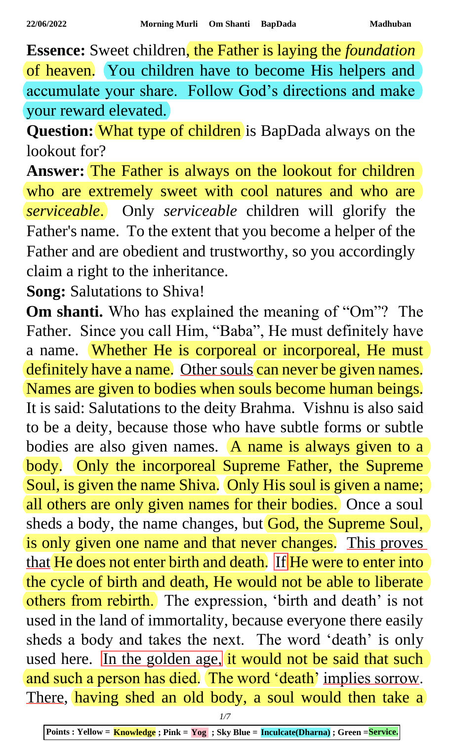**Essence:** Sweet children, the Father is laying the *foundation* of heaven. You children have to become His helpers and accumulate your share. Follow God's directions and make your reward elevated.

**Question:** What type of children is BapDada always on the lookout for?

**Answer:** The Father is always on the lookout for children who are extremely sweet with cool natures and who are *serviceable*. Only *serviceable* children will glorify the Father's name. To the extent that you become a helper of the Father and are obedient and trustworthy, so you accordingly claim a right to the inheritance.

**Song:** Salutations to Shiva!

**Om shanti.** Who has explained the meaning of "Om"? The Father. Since you call Him, "Baba", He must definitely have a name. Whether He is corporeal or incorporeal, He must definitely have a name. Other souls can never be given names. Names are given to bodies when souls become human beings. It is said: Salutations to the deity Brahma. Vishnu is also said to be a deity, because those who have subtle forms or subtle bodies are also given names. A name is always given to a body. Only the incorporeal Supreme Father, the Supreme Soul, is given the name Shiva. Only His soul is given a name; all others are only given names for their bodies. Once a soul sheds a body, the name changes, but God, the Supreme Soul, is only given one name and that never changes. This proves that He does not enter birth and death. If He were to enter into the cycle of birth and death, He would not be able to liberate others from rebirth. The expression, 'birth and death' is not used in the land of immortality, because everyone there easily sheds a body and takes the next. The word 'death' is only used here. In the golden age, it would not be said that such and such a person has died. The word 'death' implies sorrow. There, having shed an old body, a soul would then take a

Points : Yellow = Knowledge ; Pink = Yog ; Sky Blue = Inculcate(Dharna) ; Green =Service.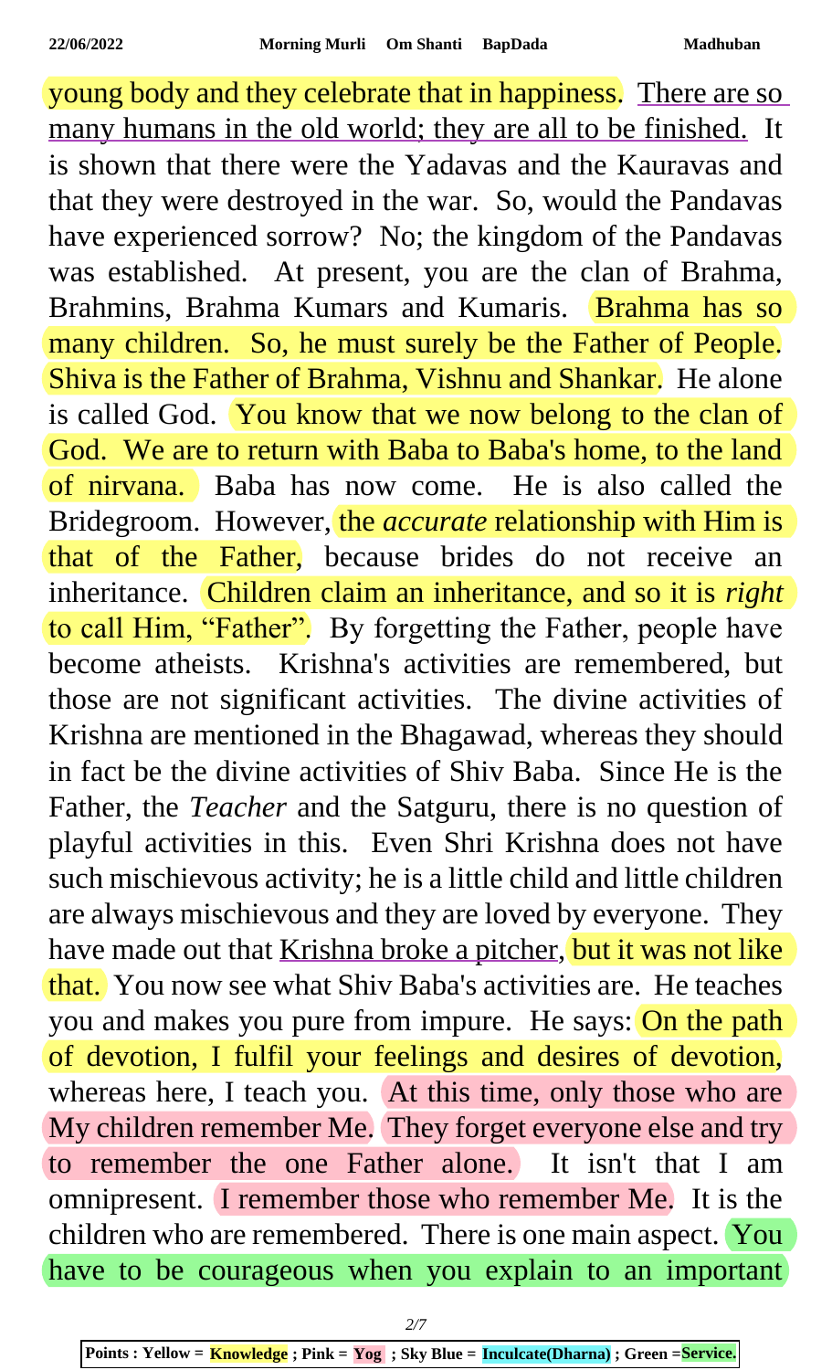young body and they celebrate that in happiness. There are so many humans in the old world; they are all to be finished. It is shown that there were the Yadavas and the Kauravas and that they were destroyed in the war. So, would the Pandavas have experienced sorrow? No; the kingdom of the Pandavas was established. At present, you are the clan of Brahma, Brahmins, Brahma Kumars and Kumaris. Brahma has so many children. So, he must surely be the Father of People. Shiva is the Father of Brahma, Vishnu and Shankar. He alone is called God. You know that we now belong to the clan of God. We are to return with Baba to Baba's home, to the land of nirvana. Baba has now come. He is also called the Bridegroom. However, the *accurate* relationship with Him is that of the Father, because brides do not receive an inheritance. Children claim an inheritance, and so it is *right* to call Him, "Father". By forgetting the Father, people have become atheists. Krishna's activities are remembered, but those are not significant activities. The divine activities of Krishna are mentioned in the Bhagawad, whereas they should in fact be the divine activities of Shiv Baba. Since He is the Father, the *Teacher* and the Satguru, there is no question of playful activities in this. Even Shri Krishna does not have such mischievous activity; he is a little child and little children are always mischievous and they are loved by everyone. They have made out that Krishna broke a pitcher, but it was not like that. You now see what Shiv Baba's activities are. He teaches you and makes you pure from impure. He says: On the path of devotion, I fulfil your feelings and desires of devotion, whereas here, I teach you. At this time, only those who are My children remember Me. They forget everyone else and try to remember the one Father alone. It isn't that I am omnipresent. I remember those who remember Me. It is the children who are remembered. There is one main aspect. You have to be courageous when you explain to an important

Points : Yellow = Knowledge ; Pink = Yog ; Sky Blue = Inculcate(Dharna) ; Green =Service.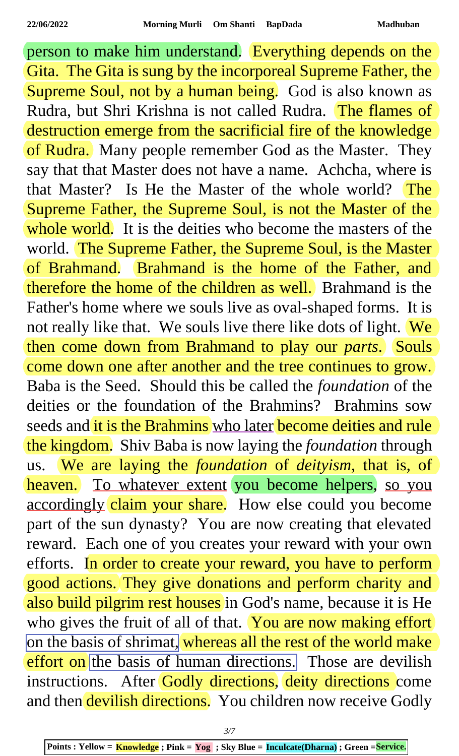person to make him understand. Everything depends on the Gita. The Gita is sung by the incorporeal Supreme Father, the Supreme Soul, not by a human being. God is also known as Rudra, but Shri Krishna is not called Rudra. The flames of destruction emerge from the sacrificial fire of the knowledge of Rudra. Many people remember God as the Master. They say that that Master does not have a name. Achcha, where is that Master? Is He the Master of the whole world? The Supreme Father, the Supreme Soul, is not the Master of the whole world. It is the deities who become the masters of the world. The Supreme Father, the Supreme Soul, is the Master of Brahmand. Brahmand is the home of the Father, and therefore the home of the children as well. Brahmand is the Father's home where we souls live as oval-shaped forms. It is not really like that. We souls live there like dots of light. We then come down from Brahmand to play our *parts*. Souls come down one after another and the tree continues to grow. Baba is the Seed. Should this be called the *foundation* of the deities or the foundation of the Brahmins? Brahmins sow seeds and it is the Brahmins who later become deities and rule the kingdom. Shiv Baba is now laying the *foundation* through us. We are laying the *foundation* of *deityism*, that is, of heaven. To whatever extent you become helpers, so you accordingly claim your share. How else could you become part of the sun dynasty? You are now creating that elevated reward. Each one of you creates your reward with your own efforts. In order to create your reward, you have to perform good actions. They give donations and perform charity and also build pilgrim rest houses in God's name, because it is He who gives the fruit of all of that. You are now making effort on the basis of shrimat, whereas all the rest of the world make effort on the basis of human directions. Those are devilish instructions. After Godly directions, deity directions come and then devilish directions. You children now receive Godly

Points : Yellow = **Knowledge** ; Pink = **Yog** ; Sky Blue = **Inculcate(Dharna)** ; Green =**Service.**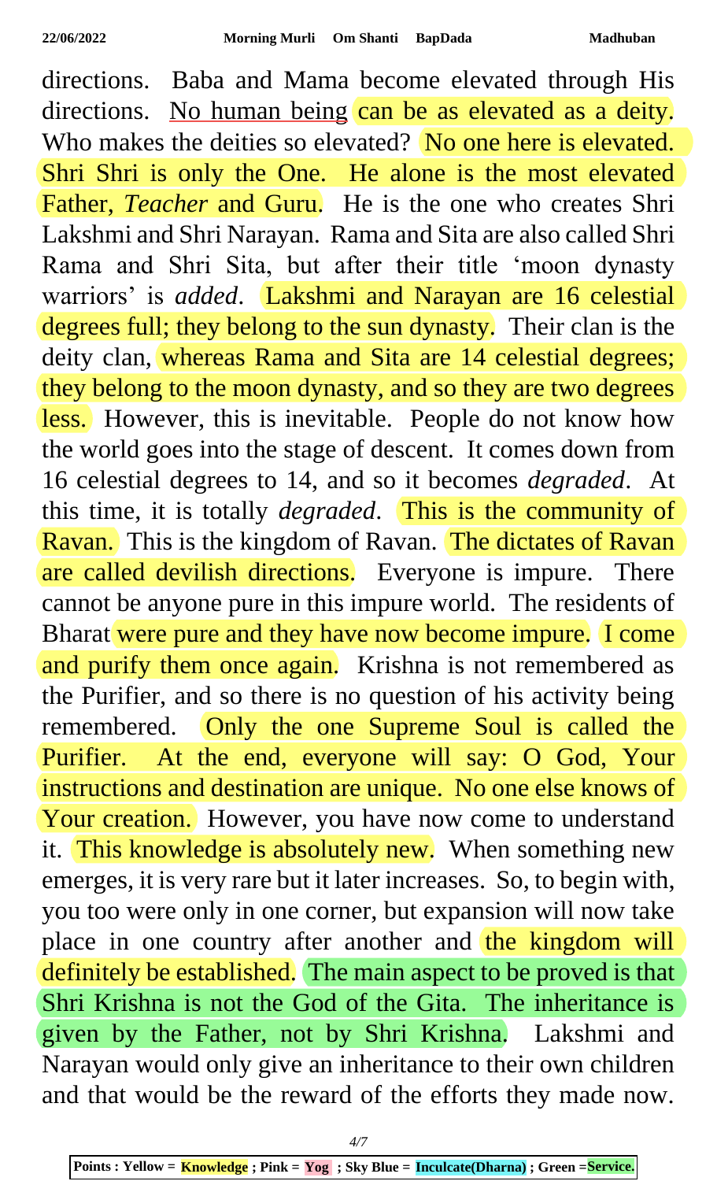directions. Baba and Mama become elevated through His directions. No human being can be as elevated as a deity. Who makes the deities so elevated? No one here is elevated. Shri Shri is only the One. He alone is the most elevated Father, *Teacher* and Guru. He is the one who creates Shri Lakshmi and Shri Narayan. Rama and Sita are also called Shri Rama and Shri Sita, but after their title 'moon dynasty warriors' is *added*. Lakshmi and Narayan are 16 celestial degrees full; they belong to the sun dynasty. Their clan is the deity clan, whereas Rama and Sita are 14 celestial degrees; they belong to the moon dynasty, and so they are two degrees less. However, this is inevitable. People do not know how the world goes into the stage of descent. It comes down from 16 celestial degrees to 14, and so it becomes *degraded*. At this time, it is totally *degraded*. This is the community of Ravan. This is the kingdom of Ravan. The dictates of Ravan are called devilish directions. Everyone is impure. There cannot be anyone pure in this impure world. The residents of Bharat were pure and they have now become impure. I come and purify them once again. Krishna is not remembered as the Purifier, and so there is no question of his activity being remembered. Only the one Supreme Soul is called the Purifier. At the end, everyone will say: O God, Your instructions and destination are unique. No one else knows of Your creation. However, you have now come to understand it. This knowledge is absolutely new. When something new emerges, it is very rare but it later increases. So, to begin with, you too were only in one corner, but expansion will now take place in one country after another and the kingdom will definitely be established. The main aspect to be proved is that Shri Krishna is not the God of the Gita. The inheritance is given by the Father, not by Shri Krishna. Lakshmi and Narayan would only give an inheritance to their own children and that would be the reward of the efforts they made now.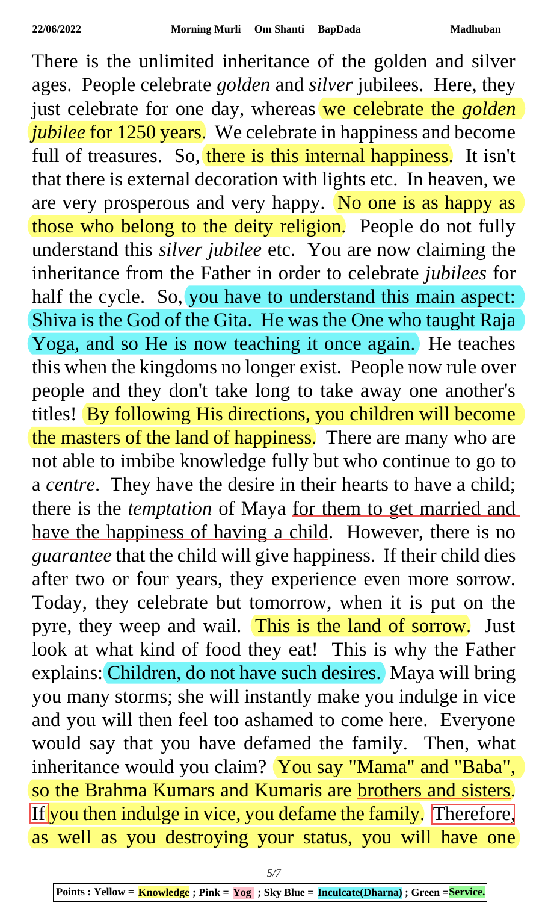There is the unlimited inheritance of the golden and silver ages. People celebrate *golden* and *silver* jubilees. Here, they just celebrate for one day, whereas we celebrate the *golden jubilee* for 1250 years. We celebrate in happiness and become full of treasures. So, there is this internal happiness. It isn't that there is external decoration with lights etc. In heaven, we are very prosperous and very happy. No one is as happy as those who belong to the deity religion. People do not fully understand this *silver jubilee* etc. You are now claiming the inheritance from the Father in order to celebrate *jubilees* for half the cycle. So, you have to understand this main aspect: Shiva is the God of the Gita. He was the One who taught Raja Yoga, and so He is now teaching it once again. He teaches this when the kingdoms no longer exist. People now rule over people and they don't take long to take away one another's titles! By following His directions, you children will become the masters of the land of happiness. There are many who are not able to imbibe knowledge fully but who continue to go to a *centre*. They have the desire in their hearts to have a child; there is the *temptation* of Maya for them to get married and have the happiness of having a child. However, there is no *guarantee* that the child will give happiness. If their child dies after two or four years, they experience even more sorrow. Today, they celebrate but tomorrow, when it is put on the pyre, they weep and wail. This is the land of sorrow. Just look at what kind of food they eat! This is why the Father explains: Children, do not have such desires. Maya will bring you many storms; she will instantly make you indulge in vice and you will then feel too ashamed to come here. Everyone would say that you have defamed the family. Then, what inheritance would you claim? You say "Mama" and "Baba", so the Brahma Kumars and Kumaris are brothers and sisters. If you then indulge in vice, you defame the family. Therefore, as well as you destroying your status, you will have one

Points : Yellow = Knowledge ; Pink = Yog ; Sky Blue = Inculcate(Dharna) ; Green =Service.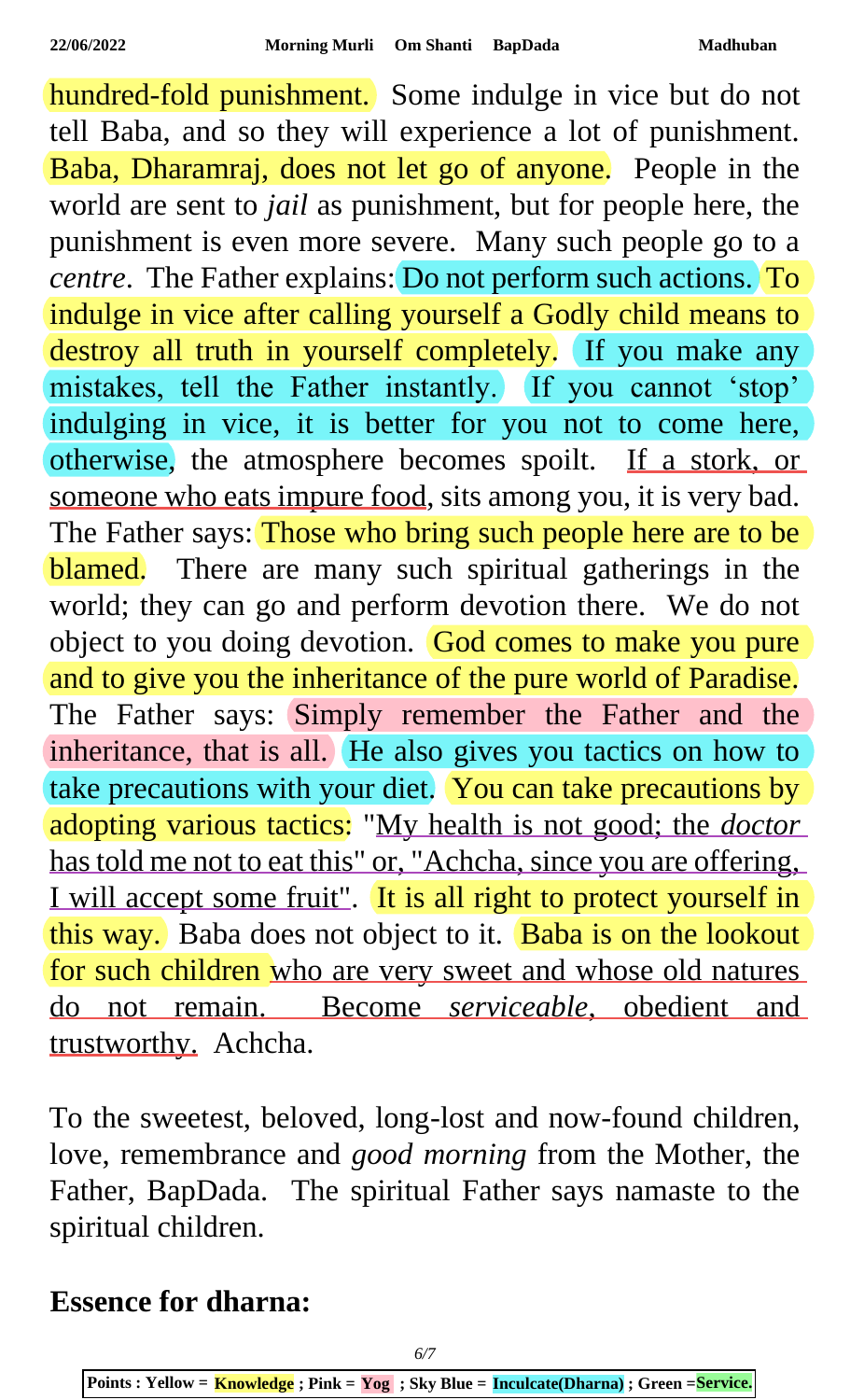hundred-fold punishment. Some indulge in vice but do not tell Baba, and so they will experience a lot of punishment. Baba, Dharamraj, does not let go of anyone. People in the world are sent to *jail* as punishment, but for people here, the punishment is even more severe. Many such people go to a *centre*. The Father explains: Do not perform such actions. To indulge in vice after calling yourself a Godly child means to destroy all truth in yourself completely. If you make any mistakes, tell the Father instantly. If you cannot 'stop' indulging in vice, it is better for you not to come here, otherwise, the atmosphere becomes spoilt. If a stork, or someone who eats impure food, sits among you, it is very bad. The Father says: Those who bring such people here are to be blamed. There are many such spiritual gatherings in the world; they can go and perform devotion there. We do not object to you doing devotion. God comes to make you pure and to give you the inheritance of the pure world of Paradise. The Father says: Simply remember the Father and the inheritance, that is all. He also gives you tactics on how to take precautions with your diet. You can take precautions by adopting various tactics: "My health is not good; the *doctor* has told me not to eat this" or, "Achcha, since you are offering, I will accept some fruit". It is all right to protect yourself in this way. Baba does not object to it. Baba is on the lookout for such children who are very sweet and whose old natures do not remain. Become *serviceable*, obedient and trustworthy. Achcha.

To the sweetest, beloved, long-lost and now-found children, love, remembrance and *good morning* from the Mother, the Father, BapDada. The spiritual Father says namaste to the spiritual children.

## Essence for dharna:

**Points : Yellow = Knowledge ; Pink = Yog ; Sky Blue = Inculcate(Dharna) ; Green =Service.**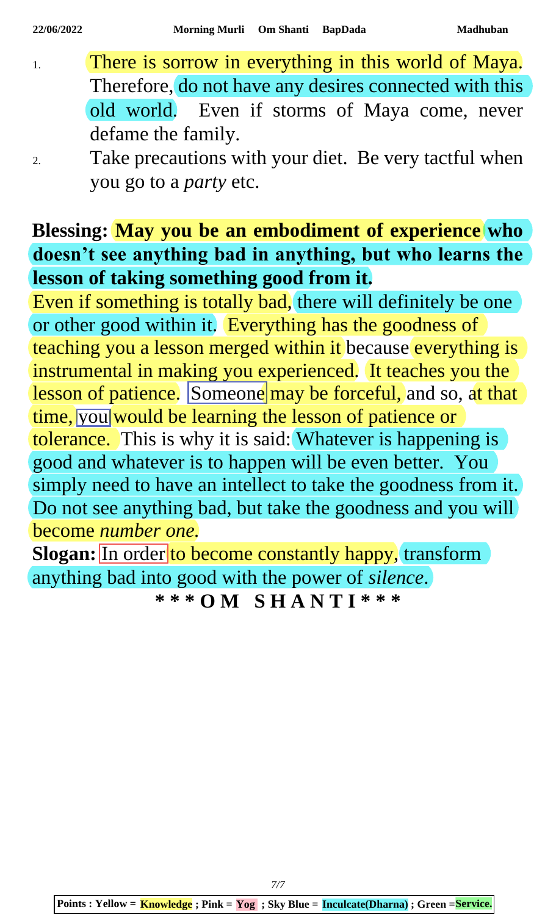1. There is sorrow in everything in this world of Maya. Therefore, do not have any desires connected with this old world. Even if storms of Maya come, never defame the family.
2. Take precautions with your diet. Be very tactful when you go to a *party* etc.

**Blessing: May you be an embodiment of experience who doesn't see anything bad in anything, but who learns the lesson of taking something good from it.**

Even if something is totally bad, there will definitely be one or other good within it. Everything has the goodness of teaching you a lesson merged within it because everything is instrumental in making you experienced. It teaches you the lesson of patience. Someone may be forceful, and so, at that time, you would be learning the lesson of patience or tolerance. This is why it is said: Whatever is happening is good and whatever is to happen will be even better. You simply need to have an intellect to take the goodness from it. Do not see anything bad, but take the goodness and you will become *number one*.

**Slogan:** In order to become constantly happy, transform anything bad into good with the power of *silence*.

**\* \* \* O M   S H A N T I \* \* \***

**Points : Yellow = Knowledge ; Pink = Yog ; Sky Blue = Inculcate(Dharna) ; Green = Service.**